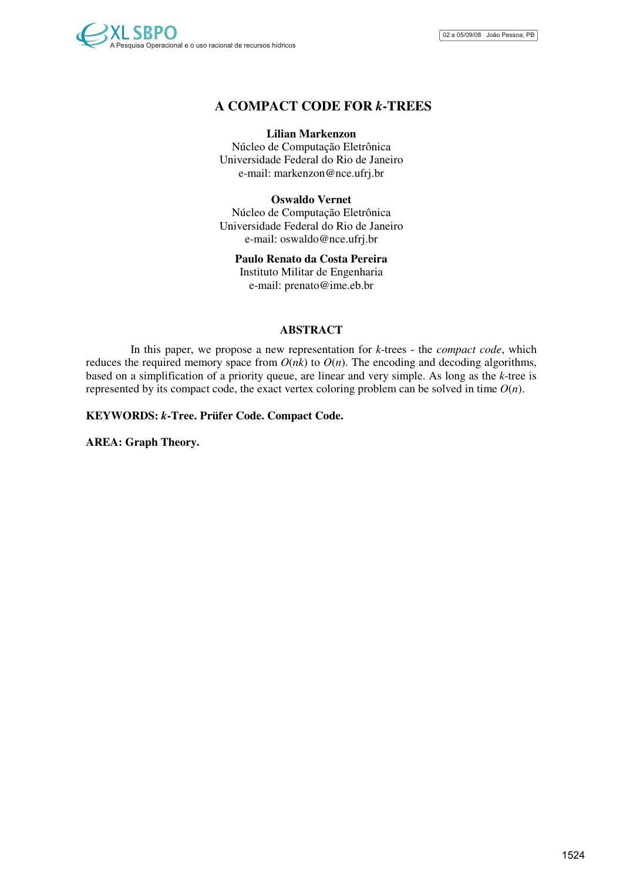# A COMPACT CODE FOR $k$-TREES

**Lilian Markenzon**
Núcleo de Computação Eletrônica
Universidade Federal do Rio de Janeiro
e-mail: markenzon@nce.ufrj.br

**Oswaldo Vernet**
Núcleo de Computação Eletrônica
Universidade Federal do Rio de Janeiro
e-mail: oswaldo@nce.ufrj.br

**Paulo Renato da Costa Pereira**
Instituto Militar de Engenharia
e-mail: prenato@ime.eb.br

## ABSTRACT

In this paper, we propose a new representation for $k$-trees - the *compact code*, which reduces the required memory space from $O(nk)$ to $O(n)$. The encoding and decoding algorithms, based on a simplification of a priority queue, are linear and very simple. As long as the $k$-tree is represented by its compact code, the exact vertex coloring problem can be solved in time $O(n)$.

**KEYWORDS: $k$-Tree. Prüfer Code. Compact Code.**

**AREA: Graph Theory.**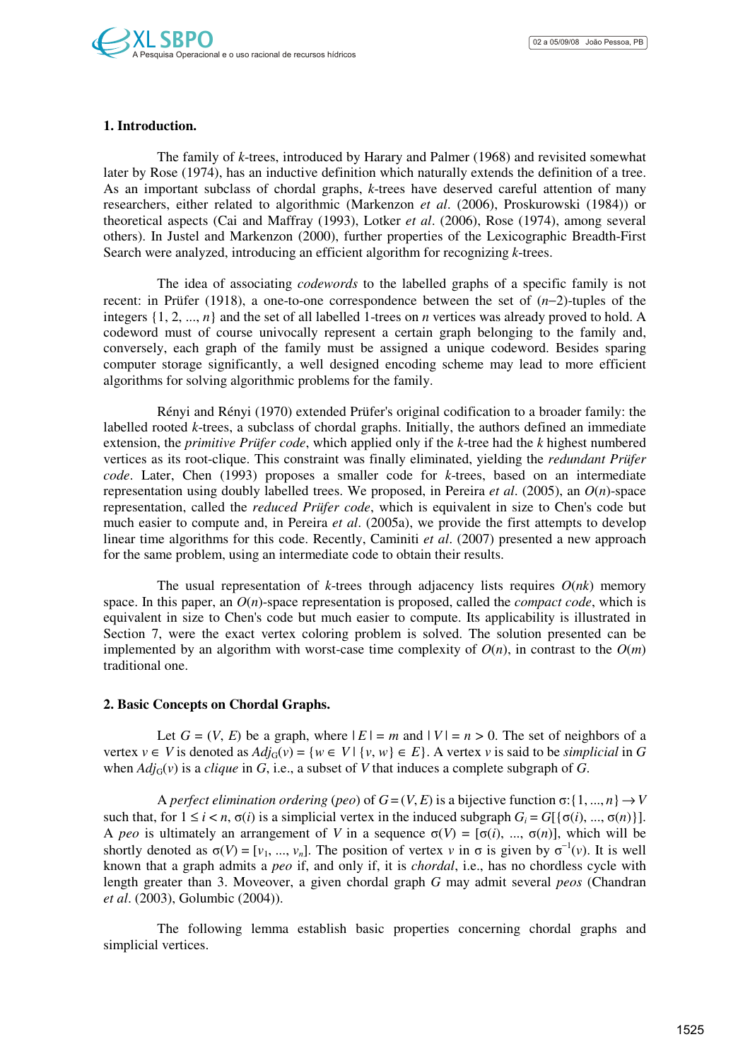## 1. Introduction.

The family of $k$-trees, introduced by Harary and Palmer (1968) and revisited somewhat later by Rose (1974), has an inductive definition which naturally extends the definition of a tree. As an important subclass of chordal graphs, $k$-trees have deserved careful attention of many researchers, either related to algorithmic (Markenzon *et al*. (2006), Proskurowski (1984)) or theoretical aspects (Cai and Maffray (1993), Lotker *et al*. (2006), Rose (1974), among several others). In Justel and Markenzon (2000), further properties of the Lexicographic Breadth-First Search were analyzed, introducing an efficient algorithm for recognizing $k$-trees.

The idea of associating *codewords* to the labelled graphs of a specific family is not recent: in Prüfer (1918), a one-to-one correspondence between the set of $(n-2)$-tuples of the integers $\{1, 2, ..., n\}$ and the set of all labelled 1-trees on $n$ vertices was already proved to hold. A codeword must of course univocally represent a certain graph belonging to the family and, conversely, each graph of the family must be assigned a unique codeword. Besides sparing computer storage significantly, a well designed encoding scheme may lead to more efficient algorithms for solving algorithmic problems for the family.

Rényi and Rényi (1970) extended Prüfer's original codification to a broader family: the labelled rooted $k$-trees, a subclass of chordal graphs. Initially, the authors defined an immediate extension, the *primitive Prüfer code*, which applied only if the $k$-tree had the $k$ highest numbered vertices as its root-clique. This constraint was finally eliminated, yielding the *redundant Prüfer code*. Later, Chen (1993) proposes a smaller code for $k$-trees, based on an intermediate representation using doubly labelled trees. We proposed, in Pereira *et al*. (2005), an $O(n)$-space representation, called the *reduced Prüfer code*, which is equivalent in size to Chen's code but much easier to compute and, in Pereira *et al*. (2005a), we provide the first attempts to develop linear time algorithms for this code. Recently, Caminiti *et al*. (2007) presented a new approach for the same problem, using an intermediate code to obtain their results.

The usual representation of $k$-trees through adjacency lists requires $O(nk)$ memory space. In this paper, an $O(n)$-space representation is proposed, called the *compact code*, which is equivalent in size to Chen's code but much easier to compute. Its applicability is illustrated in Section 7, were the exact vertex coloring problem is solved. The solution presented can be implemented by an algorithm with worst-case time complexity of $O(n)$, in contrast to the $O(m)$ traditional one.

## 2. Basic Concepts on Chordal Graphs.

Let $G = (V, E)$ be a graph, where $|E| = m$ and $|V| = n > 0$. The set of neighbors of a vertex $v \in V$ is denoted as $Adj_G(v) = \{w \in V \mid \{v, w\} \in E\}$. A vertex $v$ is said to be *simplicial* in $G$ when $Adj_G(v)$ is a *clique* in $G$, i.e., a subset of $V$ that induces a complete subgraph of $G$.

A *perfect elimination ordering* (*peo*) of $G = (V, E)$ is a bijective function $\sigma: \{1, ..., n\} \rightarrow V$ such that, for $1 \leq i < n$, $\sigma(i)$ is a simplicial vertex in the induced subgraph $G_i = G[\{\sigma(i), ..., \sigma(n)\}]$. A *peo* is ultimately an arrangement of $V$ in a sequence $\sigma(V) = [\sigma(i), ..., \sigma(n)]$, which will be shortly denoted as $\sigma(V) = [v_1, ..., v_n]$. The position of vertex $v$ in $\sigma$ is given by $\sigma^{-1}(v)$. It is well known that a graph admits a *peo* if, and only if, it is *chordal*, i.e., has no chordless cycle with length greater than 3. Moveover, a given chordal graph $G$ may admit several *peos* (Chandran *et al*. (2003), Golumbic (2004)).

The following lemma establish basic properties concerning chordal graphs and simplicial vertices.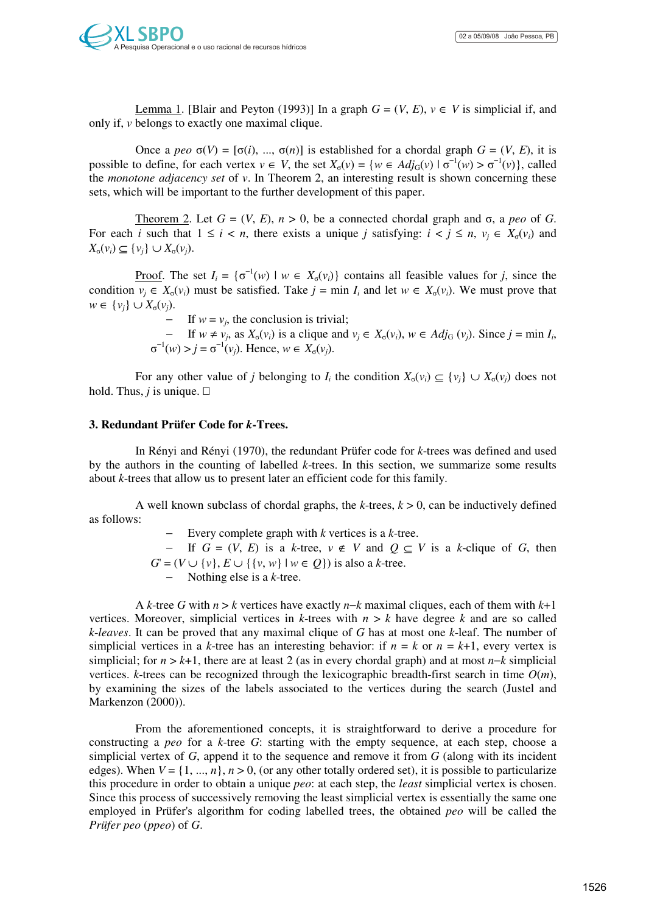Lemma 1. [Blair and Peyton (1993)] In a graph $G = (V, E)$, $v \in V$ is simplicial if, and only if, $v$ belongs to exactly one maximal clique.

Once a *peo* $\sigma(V) = [\sigma(i), ..., \sigma(n)]$ is established for a chordal graph $G = (V, E)$, it is possible to define, for each vertex $v \in V$, the set $X_\sigma(v) = \{w \in Adj_G(v) \mid \sigma^{-1}(w) > \sigma^{-1}(v)\}$, called the *monotone adjacency set* of $v$. In Theorem 2, an interesting result is shown concerning these sets, which will be important to the further development of this paper.

Theorem 2. Let $G = (V, E)$, $n > 0$, be a connected chordal graph and $\sigma$, a *peo* of $G$. For each $i$ such that $1 \leq i < n$, there exists a unique $j$ satisfying: $i < j \leq n$, $v_j \in X_\sigma(v_i)$ and $X_\sigma(v_i) \subseteq \{v_j\} \cup X_\sigma(v_j)$.

Proof. The set $I_i = \{\sigma^{-1}(w) \mid w \in X_\sigma(v_i)\}$ contains all feasible values for $j$, since the condition $v_j \in X_\sigma(v_i)$ must be satisfied. Take $j = \min I_i$ and let $w \in X_\sigma(v_i)$. We must prove that $w \in \{v_j\} \cup X_\sigma(v_j)$.

- If $w = v_j$, the conclusion is trivial;
- If $w \neq v_j$, as $X_\sigma(v_i)$ is a clique and $v_j \in X_\sigma(v_i)$, $w \in Adj_G(v_j)$. Since $j = \min I_i$, $\sigma^{-1}(w) > j = \sigma^{-1}(v_j)$. Hence, $w \in X_\sigma(v_j)$.

For any other value of $j$ belonging to $I_i$ the condition $X_\sigma(v_i) \subseteq \{v_j\} \cup X_\sigma(v_j)$ does not hold. Thus, $j$ is unique. □

**3. Redundant Prüfer Code for *k*-Trees.**

In Rényi and Rényi (1970), the redundant Prüfer code for $k$-trees was defined and used by the authors in the counting of labelled $k$-trees. In this section, we summarize some results about $k$-trees that allow us to present later an efficient code for this family.

A well known subclass of chordal graphs, the $k$-trees, $k > 0$, can be inductively defined as follows:

- Every complete graph with $k$ vertices is a $k$-tree.
- If $G = (V, E)$ is a $k$-tree, $v \notin V$ and $Q \subseteq V$ is a $k$-clique of $G$, then $G' = (V \cup \{v\}, E \cup \{\{v, w\} \mid w \in Q\})$ is also a $k$-tree.
- Nothing else is a $k$-tree.

A $k$-tree $G$ with $n > k$ vertices have exactly $n-k$ maximal cliques, each of them with $k$+1 vertices. Moreover, simplicial vertices in $k$-trees with $n > k$ have degree $k$ and are so called *k-leaves*. It can be proved that any maximal clique of $G$ has at most one $k$-leaf. The number of simplicial vertices in a $k$-tree has an interesting behavior: if $n = k$ or $n = k+1$, every vertex is simplicial; for $n > k+1$, there are at least 2 (as in every chordal graph) and at most $n-k$ simplicial vertices. $k$-trees can be recognized through the lexicographic breadth-first search in time $O(m)$, by examining the sizes of the labels associated to the vertices during the search (Justel and Markenzon (2000)).

From the aforementioned concepts, it is straightforward to derive a procedure for constructing a *peo* for a $k$-tree $G$: starting with the empty sequence, at each step, choose a simplicial vertex of $G$, append it to the sequence and remove it from $G$ (along with its incident edges). When $V = \{1, ..., n\}$, $n > 0$, (or any other totally ordered set), it is possible to particularize this procedure in order to obtain a unique *peo*: at each step, the *least* simplicial vertex is chosen. Since this process of successively removing the least simplicial vertex is essentially the same one employed in Prüfer's algorithm for coding labelled trees, the obtained *peo* will be called the *Prüfer peo* (*ppeo*) of $G$.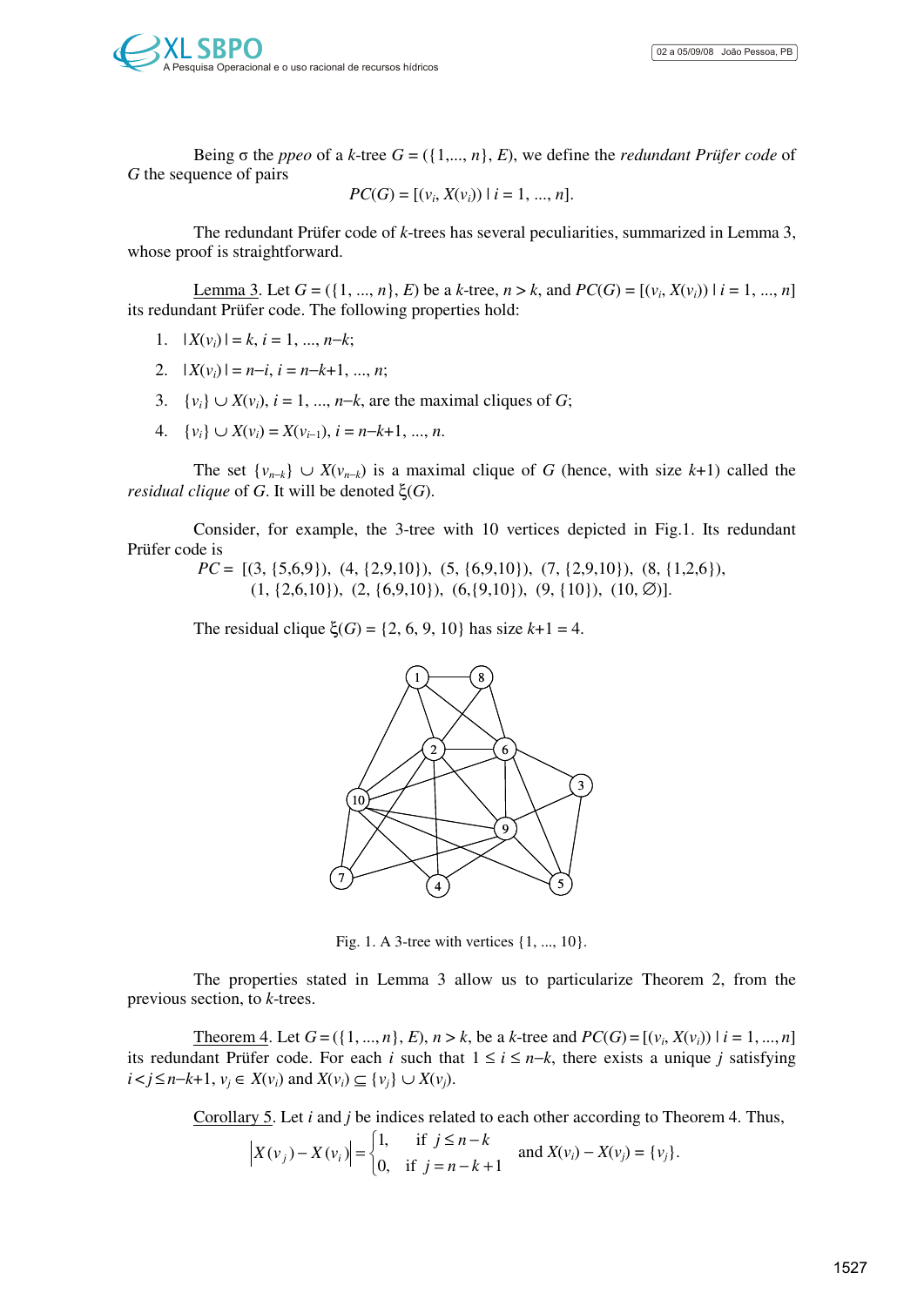Being σ the *ppeo* of a *k*-tree $G = (\{1,..., n\}, E)$, we define the *redundant Prüfer code* of $G$ the sequence of pairs

$$PC(G) = [(v_i, X(v_i)) \mid i = 1, ..., n].$$

The redundant Prüfer code of *k*-trees has several peculiarities, summarized in Lemma 3, whose proof is straightforward.

Lemma 3. Let $G = (\{1, ..., n\}, E)$ be a *k*-tree, $n > k$, and $PC(G) = [(v_i, X(v_i)) \mid i = 1, ..., n]$ its redundant Prüfer code. The following properties hold:

1. $|X(v_i)| = k$, $i = 1, ..., n-k$;
2. $|X(v_i)| = n-i$, $i = n-k+1, ..., n$;
3. $\{v_i\} \cup X(v_i)$, $i = 1, ..., n-k$, are the maximal cliques of $G$;
4. $\{v_i\} \cup X(v_i) = X(v_{i-1})$, $i = n-k+1, ..., n$.

The set $\{v_{n-k}\} \cup X(v_{n-k})$ is a maximal clique of $G$ (hence, with size $k+1$) called the *residual clique* of $G$. It will be denoted $\xi(G)$.

Consider, for example, the 3-tree with 10 vertices depicted in Fig.1. Its redundant Prüfer code is

$PC =$ [(3, {5,6,9}), (4, {2,9,10}), (5, {6,9,10}), (7, {2,9,10}), (8, {1,2,6}), (1, {2,6,10}), (2, {6,9,10}), (6,{9,10}), (9, {10}), (10, ∅)].

The residual clique $\xi(G) = \{2, 6, 9, 10\}$ has size $k+1 = 4$.

Fig. 1. A 3-tree with vertices {1, ..., 10}.

The properties stated in Lemma 3 allow us to particularize Theorem 2, from the previous section, to *k*-trees.

Theorem 4. Let $G = (\{1, ..., n\}, E)$, $n > k$, be a *k*-tree and $PC(G) = [(v_i, X(v_i)) \mid i = 1, ..., n]$ its redundant Prüfer code. For each $i$ such that $1 \le i \le n-k$, there exists a unique $j$ satisfying $i < j \le n-k+1$, $v_j \in X(v_i)$ and $X(v_i) \subseteq \{v_j\} \cup X(v_j)$.

Corollary 5. Let $i$ and $j$ be indices related to each other according to Theorem 4. Thus,

$$|X(v_j) - X(v_i)| = \begin{cases} 1, & \text{if } j \le n-k \\ 0, & \text{if } j = n-k+1 \end{cases} \quad \text{and } X(v_i) - X(v_j) = \{v_j\}.$$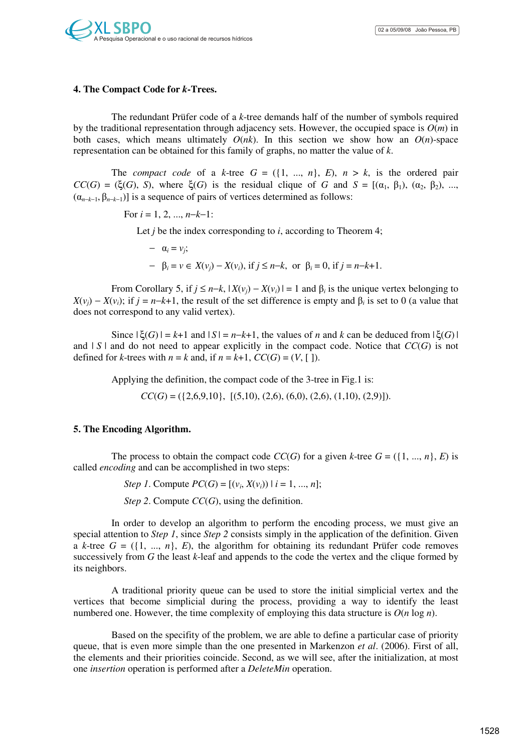### 4. The Compact Code for *k*-Trees.

The redundant Prüfer code of a $k$-tree demands half of the number of symbols required by the traditional representation through adjacency sets. However, the occupied space is $O(m)$ in both cases, which means ultimately $O(nk)$. In this section we show how an $O(n)$-space representation can be obtained for this family of graphs, no matter the value of $k$.

The *compact code* of a $k$-tree $G = (\{1, ..., n\}, E)$, $n > k$, is the ordered pair $CC(G) = (\xi(G), S)$, where $\xi(G)$ is the residual clique of $G$ and $S = [(\alpha_1, \beta_1), (\alpha_2, \beta_2), ..., (\alpha_{n-k-1}, \beta_{n-k-1})]$ is a sequence of pairs of vertices determined as follows:

For $i = 1, 2, ..., n-k-1$:

Let $j$ be the index corresponding to $i$, according to Theorem 4;

- $\alpha_i = v_j$;
- $\beta_i = v \in X(v_j) - X(v_i)$, if $j \le n-k$, or $\beta_i = 0$, if $j = n-k+1$.

From Corollary 5, if $j \le n-k$, $|X(v_j) - X(v_i)| = 1$ and $\beta_i$ is the unique vertex belonging to $X(v_j) - X(v_i)$; if $j = n-k+1$, the result of the set difference is empty and $\beta_i$ is set to 0 (a value that does not correspond to any valid vertex).

Since $|\xi(G)| = k+1$ and $|S| = n-k+1$, the values of $n$ and $k$ can be deduced from $|\xi(G)|$ and $|S|$ and do not need to appear explicitly in the compact code. Notice that $CC(G)$ is not defined for $k$-trees with $n = k$ and, if $n = k+1$, $CC(G) = (V, [\ ])$.

Applying the definition, the compact code of the 3-tree in Fig.1 is:

$$CC(G) = (\{2,6,9,10\}, [(5,10), (2,6), (6,0), (2,6), (1,10), (2,9)]).$$

### 5. The Encoding Algorithm.

The process to obtain the compact code $CC(G)$ for a given $k$-tree $G = (\{1, ..., n\}, E)$ is called *encoding* and can be accomplished in two steps:

*Step 1*. Compute $PC(G) = [(v_i, X(v_i)) \mid i = 1, ..., n]$;

*Step 2*. Compute $CC(G)$, using the definition.

In order to develop an algorithm to perform the encoding process, we must give an special attention to *Step 1*, since *Step 2* consists simply in the application of the definition. Given a $k$-tree $G = (\{1, ..., n\}, E)$, the algorithm for obtaining its redundant Prüfer code removes successively from $G$ the least $k$-leaf and appends to the code the vertex and the clique formed by its neighbors.

A traditional priority queue can be used to store the initial simplicial vertex and the vertices that become simplicial during the process, providing a way to identify the least numbered one. However, the time complexity of employing this data structure is $O(n \log n)$.

Based on the specifity of the problem, we are able to define a particular case of priority queue, that is even more simple than the one presented in Markenzon *et al*. (2006). First of all, the elements and their priorities coincide. Second, as we will see, after the initialization, at most one *insertion* operation is performed after a *DeleteMin* operation.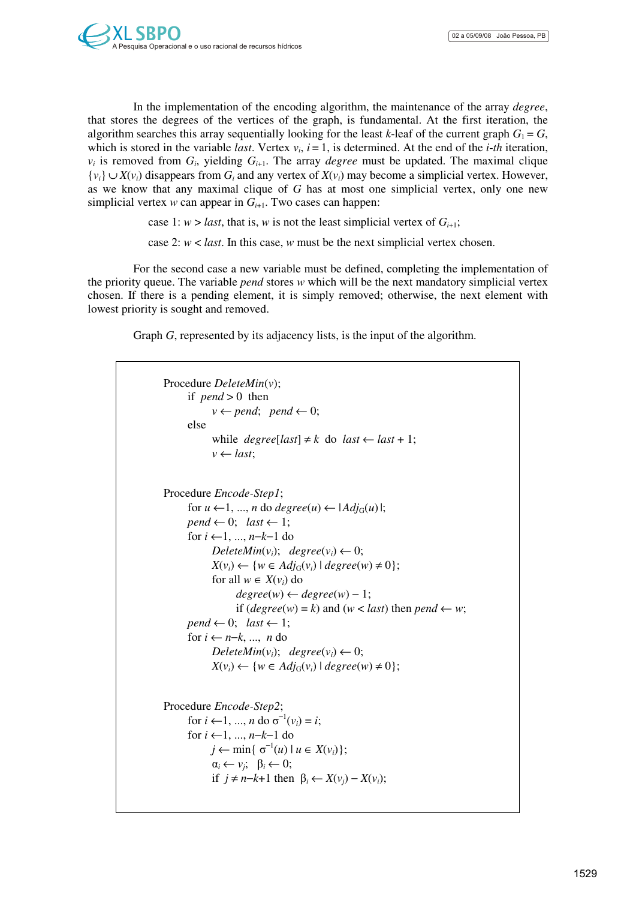In the implementation of the encoding algorithm, the maintenance of the array *degree*, that stores the degrees of the vertices of the graph, is fundamental. At the first iteration, the algorithm searches this array sequentially looking for the least $k$-leaf of the current graph $G_1 = G$, which is stored in the variable *last*. Vertex $v_i$, $i = 1$, is determined. At the end of the $i$-*th* iteration, $v_i$ is removed from $G_i$, yielding $G_{i+1}$. The array *degree* must be updated. The maximal clique $\{v_i\} \cup X(v_i)$ disappears from $G_i$ and any vertex of $X(v_i)$ may become a simplicial vertex. However, as we know that any maximal clique of $G$ has at most one simplicial vertex, only one new simplicial vertex $w$ can appear in $G_{i+1}$. Two cases can happen:

case 1: $w > last$, that is, $w$ is not the least simplicial vertex of $G_{i+1}$;

case 2: $w < last$. In this case, $w$ must be the next simplicial vertex chosen.

For the second case a new variable must be defined, completing the implementation of the priority queue. The variable *pend* stores $w$ which will be the next mandatory simplicial vertex chosen. If there is a pending element, it is simply removed; otherwise, the next element with lowest priority is sought and removed.

Graph $G$, represented by its adjacency lists, is the input of the algorithm.

```
Procedure DeleteMin(v);
    if pend > 0 then
        v ← pend;  pend ← 0;
    else
        while degree[last] ≠ k do last ← last + 1;
        v ← last;

Procedure Encode-Step1;
    for u ←1, ..., n do degree(u) ← |Adj_G(u)|;
    pend ← 0;  last ← 1;
    for i ←1, ..., n–k–1 do
        DeleteMin(v_i);  degree(v_i) ← 0;
        X(v_i) ← {w ∈ Adj_G(v_i) | degree(w) ≠ 0};
        for all w ∈ X(v_i) do
            degree(w) ← degree(w) – 1;
            if (degree(w) = k) and (w < last) then pend ← w;
    pend ← 0;  last ← 1;
    for i ← n–k, ..., n do
        DeleteMin(v_i);  degree(v_i) ← 0;
        X(v_i) ← {w ∈ Adj_G(v_i) | degree(w) ≠ 0};

Procedure Encode-Step2;
    for i ←1, ..., n do σ^{-1}(v_i) = i;
    for i ←1, ..., n–k–1 do
        j ← min{ σ^{-1}(u) | u ∈ X(v_i)};
        α_i ← v_j;  β_i ← 0;
        if j ≠ n–k+1 then β_i ← X(v_j) – X(v_i);
```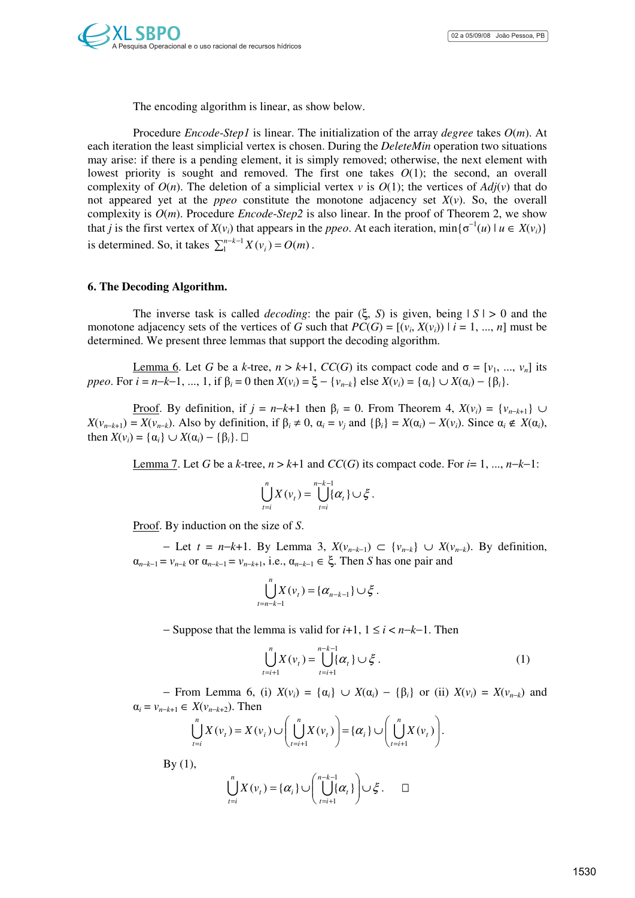The encoding algorithm is linear, as show below.

Procedure *Encode-Step1* is linear. The initialization of the array *degree* takes $O(m)$. At each iteration the least simplicial vertex is chosen. During the *DeleteMin* operation two situations may arise: if there is a pending element, it is simply removed; otherwise, the next element with lowest priority is sought and removed. The first one takes $O(1)$; the second, an overall complexity of $O(n)$. The deletion of a simplicial vertex $v$ is $O(1)$; the vertices of $Adj(v)$ that do not appeared yet at the *ppeo* constitute the monotone adjacency set $X(v)$. So, the overall complexity is $O(m)$. Procedure *Encode-Step2* is also linear. In the proof of Theorem 2, we show that $j$ is the first vertex of $X(v_i)$ that appears in the *ppeo*. At each iteration, $\min\{\sigma^{-1}(u) \mid u \in X(v_i)\}$ is determined. So, it takes $\sum_1^{n-k-1} X(v_i) = O(m)$.

## 6. The Decoding Algorithm.

The inverse task is called *decoding*: the pair $(\xi, S)$ is given, being $| S | > 0$ and the monotone adjacency sets of the vertices of $G$ such that $PC(G) = [(v_i, X(v_i)) \mid i = 1, ..., n]$ must be determined. We present three lemmas that support the decoding algorithm.

Lemma 6. Let $G$ be a $k$-tree, $n > k+1$, $CC(G)$ its compact code and $\sigma = [v_1, ..., v_n]$ its *ppeo*. For $i = n-k-1, ..., 1$, if $\beta_i = 0$ then $X(v_i) = \xi - \{v_{n-k}\}$ else $X(v_i) = \{\alpha_i\} \cup X(\alpha_i) - \{\beta_i\}$.

Proof. By definition, if $j = n-k+1$ then $\beta_i = 0$. From Theorem 4, $X(v_i) = \{v_{n-k+1}\} \cup X(v_{n-k+1}) = X(v_{n-k})$. Also by definition, if $\beta_i \neq 0$, $\alpha_i = v_j$ and $\{\beta_i\} = X(\alpha_i) - X(v_i)$. Since $\alpha_i \notin X(\alpha_i)$, then $X(v_i) = \{\alpha_i\} \cup X(\alpha_i) - \{\beta_i\}$. □

Lemma 7. Let $G$ be a $k$-tree, $n > k+1$ and $CC(G)$ its compact code. For $i= 1, ..., n-k-1$:

$$\bigcup_{t=i}^{n} X(v_t) = \bigcup_{t=i}^{n-k-1} \{\alpha_t\} \cup \xi .$$

Proof. By induction on the size of $S$.

– Let $t = n-k+1$. By Lemma 3, $X(v_{n-k-1}) \subset \{v_{n-k}\} \cup X(v_{n-k})$. By definition, $\alpha_{n-k-1} = v_{n-k}$ or $\alpha_{n-k-1} = v_{n-k+1}$, i.e., $\alpha_{n-k-1} \in \xi$. Then $S$ has one pair and

$$\bigcup_{t=n-k-1}^{n} X(v_t) = \{\alpha_{n-k-1}\} \cup \xi .$$

– Suppose that the lemma is valid for $i+1$, $1 \le i < n-k-1$. Then

$$\bigcup_{t=i+1}^{n} X(v_t) = \bigcup_{t=i+1}^{n-k-1} \{\alpha_t\} \cup \xi . \tag{1}$$

– From Lemma 6, (i) $X(v_i) = \{\alpha_i\} \cup X(\alpha_i) - \{\beta_i\}$ or (ii) $X(v_i) = X(v_{n-k})$ and $\alpha_i = v_{n-k+1} \in X(v_{n-k+2})$. Then

$$\bigcup_{t=i}^{n} X(v_t) = X(v_i) \cup \left( \bigcup_{t=i+1}^{n} X(v_t) \right) = \{\alpha_i\} \cup \left( \bigcup_{t=i+1}^{n} X(v_t) \right).$$

By (1),

$$\bigcup_{t=i}^{n} X(v_t) = \{\alpha_i\} \cup \left( \bigcup_{t=i+1}^{n-k-1} \{\alpha_t\} \right) \cup \xi . \quad \square$$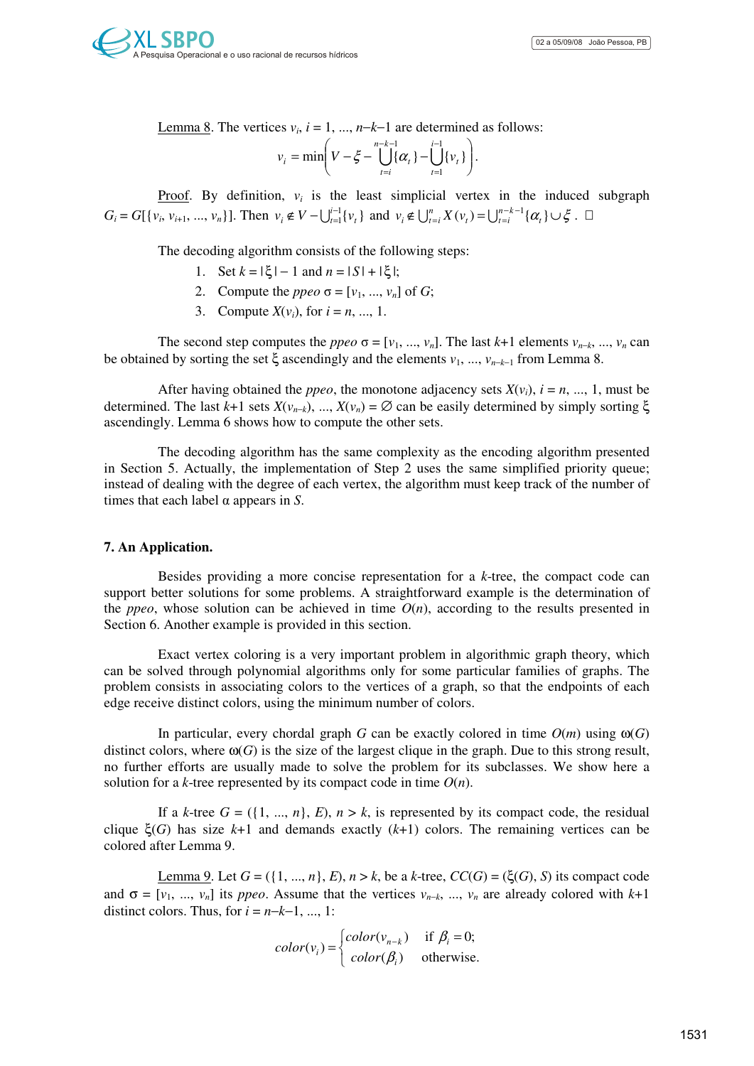Lemma 8. The vertices $v_i$, $i = 1, ..., n-k-1$ are determined as follows:

$$v_i = \min\left( V - \xi - \bigcup_{t=i}^{n-k-1} \{\alpha_t\} - \bigcup_{t=1}^{i-1} \{v_t\} \right).$$

Proof. By definition, $v_i$ is the least simplicial vertex in the induced subgraph $G_i = G[\{v_i, v_{i+1}, ..., v_n\}]$. Then $v_i \notin V - \bigcup_{t=1}^{i-1} \{v_t\}$ and $v_i \notin \bigcup_{t=i}^{n} X(v_t) = \bigcup_{t=i}^{n-k-1} \{\alpha_t\} \cup \xi$. □

The decoding algorithm consists of the following steps:

1. Set $k = |\xi| - 1$ and $n = |S| + |\xi|$;
2. Compute the *ppeo* $\sigma = [v_1, ..., v_n]$ of $G$;
3. Compute $X(v_i)$, for $i = n, ..., 1$.

The second step computes the *ppeo* $\sigma = [v_1, ..., v_n]$. The last $k+1$ elements $v_{n-k}, ..., v_n$ can be obtained by sorting the set $\xi$ ascendingly and the elements $v_1, ..., v_{n-k-1}$ from Lemma 8.

After having obtained the *ppeo*, the monotone adjacency sets $X(v_i)$, $i = n, ..., 1$, must be determined. The last $k+1$ sets $X(v_{n-k}), ..., X(v_n) = \varnothing$ can be easily determined by simply sorting $\xi$ ascendingly. Lemma 6 shows how to compute the other sets.

The decoding algorithm has the same complexity as the encoding algorithm presented in Section 5. Actually, the implementation of Step 2 uses the same simplified priority queue; instead of dealing with the degree of each vertex, the algorithm must keep track of the number of times that each label $\alpha$ appears in $S$.

## 7. An Application.

Besides providing a more concise representation for a $k$-tree, the compact code can support better solutions for some problems. A straightforward example is the determination of the *ppeo*, whose solution can be achieved in time $O(n)$, according to the results presented in Section 6. Another example is provided in this section.

Exact vertex coloring is a very important problem in algorithmic graph theory, which can be solved through polynomial algorithms only for some particular families of graphs. The problem consists in associating colors to the vertices of a graph, so that the endpoints of each edge receive distinct colors, using the minimum number of colors.

In particular, every chordal graph $G$ can be exactly colored in time $O(m)$ using $\omega(G)$ distinct colors, where $\omega(G)$ is the size of the largest clique in the graph. Due to this strong result, no further efforts are usually made to solve the problem for its subclasses. We show here a solution for a $k$-tree represented by its compact code in time $O(n)$.

If a $k$-tree $G = (\{1, ..., n\}, E)$, $n > k$, is represented by its compact code, the residual clique $\xi(G)$ has size $k+1$ and demands exactly $(k+1)$ colors. The remaining vertices can be colored after Lemma 9.

Lemma 9. Let $G = (\{1, ..., n\}, E)$, $n > k$, be a $k$-tree, $CC(G) = (\xi(G), S)$ its compact code and $\sigma = [v_1, ..., v_n]$ its *ppeo*. Assume that the vertices $v_{n-k}, ..., v_n$ are already colored with $k+1$ distinct colors. Thus, for $i = n-k-1, ..., 1$:

$$color(v_i) = \begin{cases} color(v_{n-k}) & \text{if } \beta_i = 0; \\ color(\beta_i) & \text{otherwise.} \end{cases}$$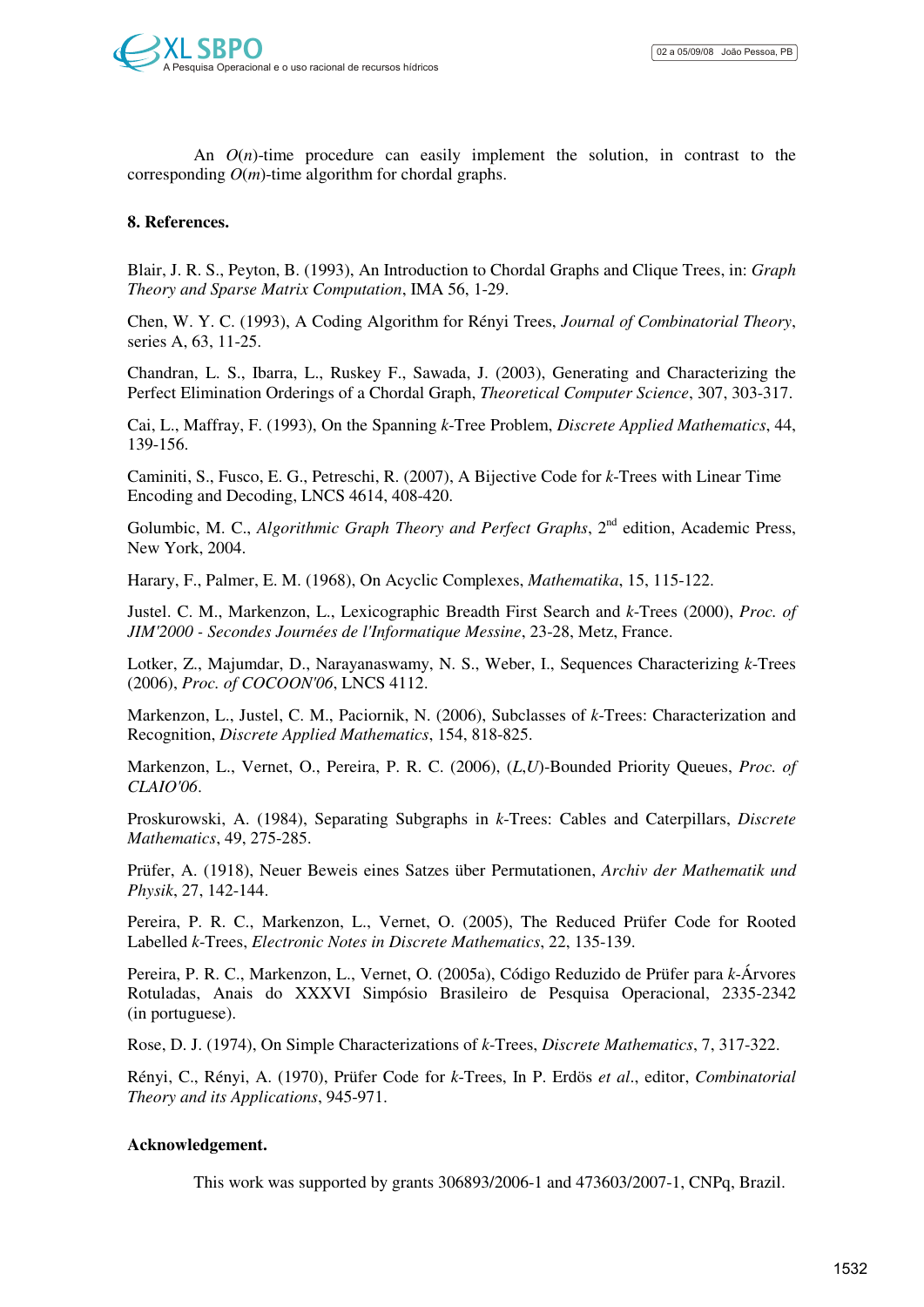An $O(n)$-time procedure can easily implement the solution, in contrast to the corresponding $O(m)$-time algorithm for chordal graphs.

## 8. References.

Blair, J. R. S., Peyton, B. (1993), An Introduction to Chordal Graphs and Clique Trees, in: *Graph Theory and Sparse Matrix Computation*, IMA 56, 1-29.

Chen, W. Y. C. (1993), A Coding Algorithm for Rényi Trees, *Journal of Combinatorial Theory*, series A, 63, 11-25.

Chandran, L. S., Ibarra, L., Ruskey F., Sawada, J. (2003), Generating and Characterizing the Perfect Elimination Orderings of a Chordal Graph, *Theoretical Computer Science*, 307, 303-317.

Cai, L., Maffray, F. (1993), On the Spanning *k*-Tree Problem, *Discrete Applied Mathematics*, 44, 139-156.

Caminiti, S., Fusco, E. G., Petreschi, R. (2007), A Bijective Code for *k*-Trees with Linear Time Encoding and Decoding, LNCS 4614, 408-420.

Golumbic, M. C., *Algorithmic Graph Theory and Perfect Graphs*, 2nd edition, Academic Press, New York, 2004.

Harary, F., Palmer, E. M. (1968), On Acyclic Complexes, *Mathematika*, 15, 115-122.

Justel. C. M., Markenzon, L., Lexicographic Breadth First Search and *k*-Trees (2000), *Proc. of JIM'2000 - Secondes Journées de l'Informatique Messine*, 23-28, Metz, France.

Lotker, Z., Majumdar, D., Narayanaswamy, N. S., Weber, I., Sequences Characterizing *k*-Trees (2006), *Proc. of COCOON'06*, LNCS 4112.

Markenzon, L., Justel, C. M., Paciornik, N. (2006), Subclasses of *k*-Trees: Characterization and Recognition, *Discrete Applied Mathematics*, 154, 818-825.

Markenzon, L., Vernet, O., Pereira, P. R. C. (2006), $(L,U)$-Bounded Priority Queues, *Proc. of CLAIO'06*.

Proskurowski, A. (1984), Separating Subgraphs in *k*-Trees: Cables and Caterpillars, *Discrete Mathematics*, 49, 275-285.

Prüfer, A. (1918), Neuer Beweis eines Satzes über Permutationen, *Archiv der Mathematik und Physik*, 27, 142-144.

Pereira, P. R. C., Markenzon, L., Vernet, O. (2005), The Reduced Prüfer Code for Rooted Labelled *k*-Trees, *Electronic Notes in Discrete Mathematics*, 22, 135-139.

Pereira, P. R. C., Markenzon, L., Vernet, O. (2005a), Código Reduzido de Prüfer para *k*-Árvores Rotuladas, Anais do XXXVI Simpósio Brasileiro de Pesquisa Operacional, 2335-2342 (in portuguese).

Rose, D. J. (1974), On Simple Characterizations of *k*-Trees, *Discrete Mathematics*, 7, 317-322.

Rényi, C., Rényi, A. (1970), Prüfer Code for *k*-Trees, In P. Erdös *et al*., editor, *Combinatorial Theory and its Applications*, 945-971.

## Acknowledgement.

This work was supported by grants 306893/2006-1 and 473603/2007-1, CNPq, Brazil.